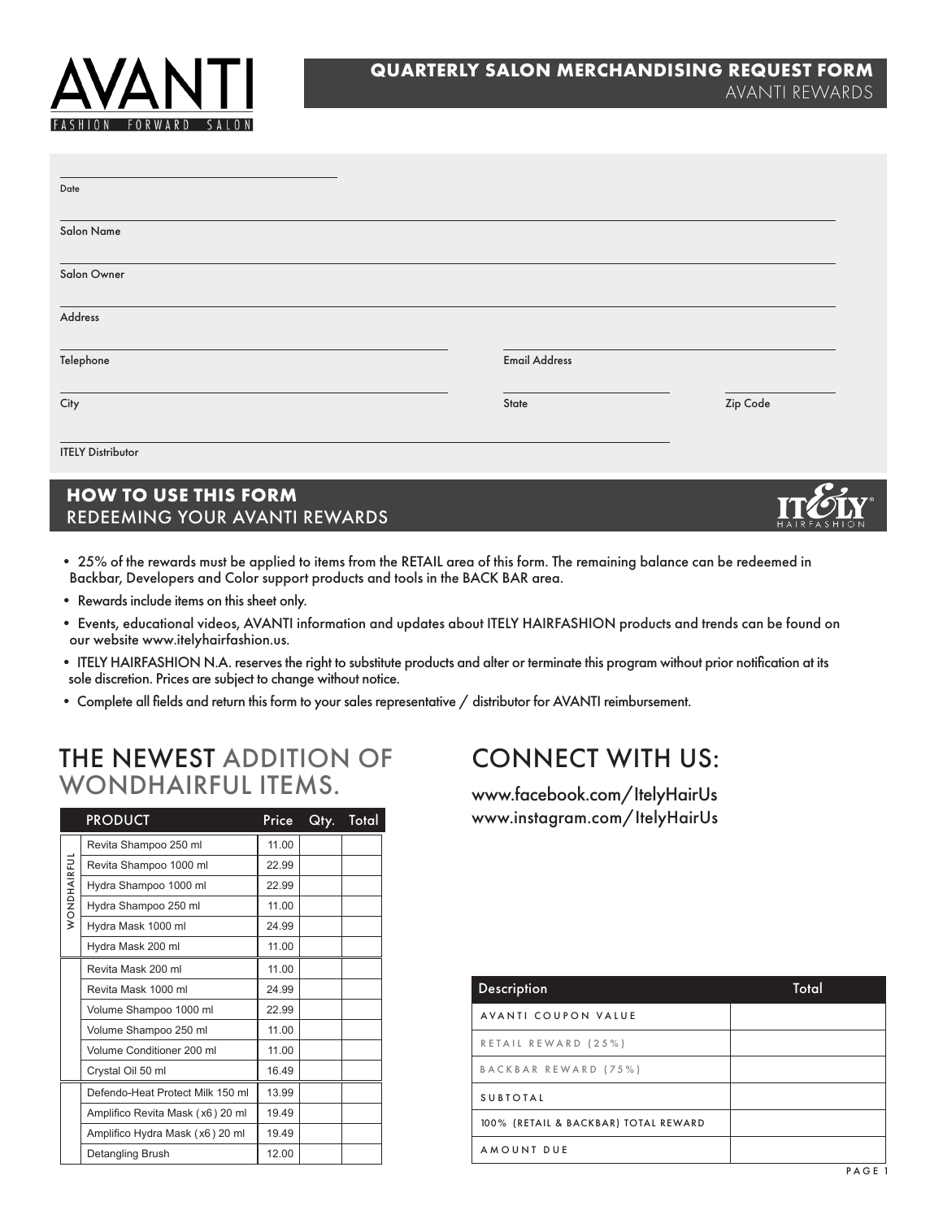# AVANTI

FASHION FORWARD SALON

## QUARTERLY SALON MERCHANDISING REQUEST FORM

AVANTI REWARDS

Date

Salon Name

Salon Owner

Address

Telephone | Email Address

City | State | Zip Code

ITELY Distributor

## HOW TO USE THIS FORM

REDEEMING YOUR AVANTI REWARDS

ITELY HAIRFASHION

- 25% of the rewards must be applied to items from the RETAIL area of this form. The remaining balance can be redeemed in Backbar, Developers and Color support products and tools in the BACK BAR area.
- Rewards include items on this sheet only.
- Events, educational videos, AVANTI information and updates about ITELY HAIRFASHION products and trends can be found on our website www.itelyhairfashion.us.
- ITELY HAIRFASHION N.A. reserves the right to substitute products and alter or terminate this program without prior notification at its sole discretion. Prices are subject to change without notice.
- Complete all fields and return this form to your sales representative / distributor for AVANTI reimbursement.

## THE NEWEST ADDITION OF WONDHAIRFUL ITEMS.

| | PRODUCT | Price | Qty. | Total |
|---|---|---|---|---|
| WONDHAIRFUL | Revita Shampoo 250 ml | 11.00 | | |
| | Revita Shampoo 1000 ml | 22.99 | | |
| | Hydra Shampoo 1000 ml | 22.99 | | |
| | Hydra Shampoo 250 ml | 11.00 | | |
| | Hydra Mask 1000 ml | 24.99 | | |
| | Hydra Mask 200 ml | 11.00 | | |
| | Revita Mask 200 ml | 11.00 | | |
| | Revita Mask 1000 ml | 24.99 | | |
| | Volume Shampoo 1000 ml | 22.99 | | |
| | Volume Shampoo 250 ml | 11.00 | | |
| | Volume Conditioner 200 ml | 11.00 | | |
| | Crystal Oil 50 ml | 16.49 | | |
| | Defendo-Heat Protect Milk 150 ml | 13.99 | | |
| | Amplifico Revita Mask (x6) 20 ml | 19.49 | | |
| | Amplifico Hydra Mask (x6) 20 ml | 19.49 | | |
| | Detangling Brush | 12.00 | | |

## CONNECT WITH US:

www.facebook.com/ItelyHairUs
www.instagram.com/ItelyHairUs

| Description | Total |
|---|---|
| AVANTI COUPON VALUE | |
| RETAIL REWARD (25%) | |
| BACKBAR REWARD (75%) | |
| SUBTOTAL | |
| 100% (RETAIL & BACKBAR) TOTAL REWARD | |
| AMOUNT DUE | |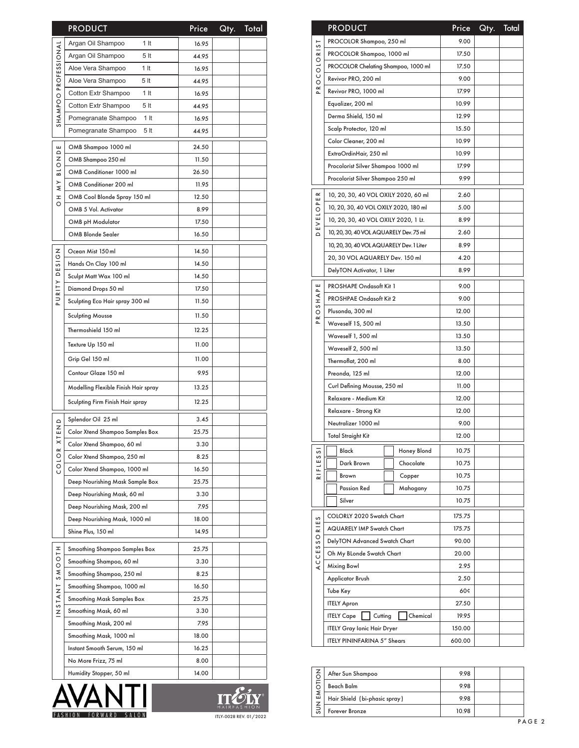| | PRODUCT | Price | Qty. | Total |
|---|---|---|---|---|
| SHAMPOO PROFESSIONAL | Argan Oil Shampoo 1 lt | 16.95 | | |
| | Argan Oil Shampoo 5 lt | 44.95 | | |
| | Aloe Vera Shampoo 1 lt | 16.95 | | |
| | Aloe Vera Shampoo 5 lt | 44.95 | | |
| | Cotton Extr Shampoo 1 lt | 16.95 | | |
| | Cotton Extr Shampoo 5 lt | 44.95 | | |
| | Pomegranate Shampoo 1 lt | 16.95 | | |
| | Pomegranate Shampoo 5 lt | 44.95 | | |
| OH MY BLONDE | OMB Shampoo 1000 ml | 24.50 | | |
| | OMB Shampoo 250 ml | 11.50 | | |
| | OMB Conditioner 1000 ml | 26.50 | | |
| | OMB Conditioner 200 ml | 11.95 | | |
| | OMB Cool Blonde Spray 150 ml | 12.50 | | |
| | OMB 5 Vol. Activator | 8.99 | | |
| | OMB pH Modulator | 17.50 | | |
| | OMB Blonde Sealer | 16.50 | | |
| PURITY DESIGN | Ocean Mist 150 ml | 14.50 | | |
| | Hands On Clay 100 ml | 14.50 | | |
| | Sculpt Matt Wax 100 ml | 14.50 | | |
| | Diamond Drops 50 ml | 17.50 | | |
| | Sculpting Eco Hair spray 300 ml | 11.50 | | |
| | Sculpting Mousse | 11.50 | | |
| | Thermoshield 150 ml | 12.25 | | |
| | Texture Up 150 ml | 11.00 | | |
| | Grip Gel 150 ml | 11.00 | | |
| | Contour Glaze 150 ml | 9.95 | | |
| | Modelling Flexible Finish Hair spray | 13.25 | | |
| | Sculpting Firm Finish Hair spray | 12.25 | | |
| COLOR XTEND | Splendor Oil 25 ml | 3.45 | | |
| | Color Xtend Shampoo Samples Box | 25.75 | | |
| | Color Xtend Shampoo, 60 ml | 3.30 | | |
| | Color Xtend Shampoo, 250 ml | 8.25 | | |
| | Color Xtend Shampoo, 1000 ml | 16.50 | | |
| | Deep Nourishing Mask Sample Box | 25.75 | | |
| | Deep Nourishing Mask, 60 ml | 3.30 | | |
| | Deep Nourishing Mask, 200 ml | 7.95 | | |
| | Deep Nourishing Mask, 1000 ml | 18.00 | | |
| | Shine Plus, 150 ml | 14.95 | | |
| INSTANT SMOOTH | Smoothing Shampoo Samples Box | 25.75 | | |
| | Smoothing Shampoo, 60 ml | 3.30 | | |
| | Smoothing Shampoo, 250 ml | 8.25 | | |
| | Smoothing Shampoo, 1000 ml | 16.50 | | |
| | Smoothing Mask Samples Box | 25.75 | | |
| | Smoothing Mask, 60 ml | 3.30 | | |
| | Smoothing Mask, 200 ml | 7.95 | | |
| | Smoothing Mask, 1000 ml | 18.00 | | |
| | Instant Smooth Serum, 150 ml | 16.25 | | |
| | No More Frizz, 75 ml | 8.00 | | |
| | Humidity Stopper, 50 ml | 14.00 | | |

AVANTI
FASHION FORWARD SALON

ITELY HAIRFASHION

ITLY-0028 REV. 01/2022

| | PRODUCT | Price | Qty. | Total |
|---|---|---|---|---|
| PROCOLORIST | PROCOLOR Shampoo, 250 ml | 9.00 | | |
| | PROCOLOR Shampoo, 1000 ml | 17.50 | | |
| | PROCOLOR Chelating Shampoo, 1000 ml | 17.50 | | |
| | Revivor PRO, 200 ml | 9.00 | | |
| | Revivor PRO, 1000 ml | 17.99 | | |
| | Equalizer, 200 ml | 10.99 | | |
| | Derma Shield, 150 ml | 12.99 | | |
| | Scalp Protector, 120 ml | 15.50 | | |
| | Color Cleaner, 200 ml | 10.99 | | |
| | ExtraOrdinHair, 250 ml | 10.99 | | |
| | Procolorist Silver Shampoo 1000 ml | 17.99 | | |
| | Procolorist Silver Shampoo 250 ml | 9.99 | | |
| DEVELOPER | 10, 20, 30, 40 VOL OXILY 2020, 60 ml | 2.60 | | |
| | 10, 20, 30, 40 VOL OXILY 2020, 180 ml | 5.00 | | |
| | 10, 20, 30, 40 VOL OXILY 2020, 1 Lt. | 8.99 | | |
| | 10, 20, 30, 40 VOL AQUARELY Dev. 75 ml | 2.60 | | |
| | 10, 20, 30, 40 VOL AQUARELY Dev. 1 Liter | 8.99 | | |
| | 20, 30 VOL AQUARELY Dev. 150 ml | 4.20 | | |
| | DelyTON Activator, 1 Liter | 8.99 | | |
| PROSHAPE | PROSHAPE Ondasoft Kit 1 | 9.00 | | |
| | PROSHPAE Ondasoft Kit 2 | 9.00 | | |
| | Plusonda, 300 ml | 12.00 | | |
| | Waveself 1S, 500 ml | 13.50 | | |
| | Waveself 1, 500 ml | 13.50 | | |
| | Waveself 2, 500 ml | 13.50 | | |
| | Thermoflat, 200 ml | 8.00 | | |
| | Preonda, 125 ml | 12.00 | | |
| | Curl Defining Mousse, 250 ml | 11.00 | | |
| | Relaxare - Medium Kit | 12.00 | | |
| | Relaxare - Strong Kit | 12.00 | | |
| | Neutralizer 1000 ml | 9.00 | | |
| | Total Straight Kit | 12.00 | | |
| RIFLESSI | ☐ Black ☐ Honey Blond | 10.75 | | |
| | ☐ Dark Brown ☐ Chocolate | 10.75 | | |
| | ☐ Brown ☐ Copper | 10.75 | | |
| | ☐ Passion Red ☐ Mahogany | 10.75 | | |
| | ☐ Silver | 10.75 | | |
| ACCESSORIES | COLORLY 2020 Swatch Chart | 175.75 | | |
| | AQUARELY IMP Swatch Chart | 175.75 | | |
| | DelyTON Advanced Swatch Chart | 90.00 | | |
| | Oh My BLonde Swatch Chart | 20.00 | | |
| | Mixing Bowl | 2.95 | | |
| | Applicator Brush | 2.50 | | |
| | Tube Key | 60¢ | | |
| | ITELY Apron | 27.50 | | |
| | ITELY Cape ☐ Cutting ☐ Chemical | 19.95 | | |
| | ITELY Gray Ionic Hair Dryer | 150.00 | | |
| | ITELY PININFARINA 5" Shears | 600.00 | | |

| | | | | |
|---|---|---|---|---|
| SUN EMOTION | After Sun Shampoo | 9.98 | | |
| | Beach Balm | 9.98 | | |
| | Hair Shield (bi-phasic spray) | 9.98 | | |
| | Forever Bronze | 10.98 | | |